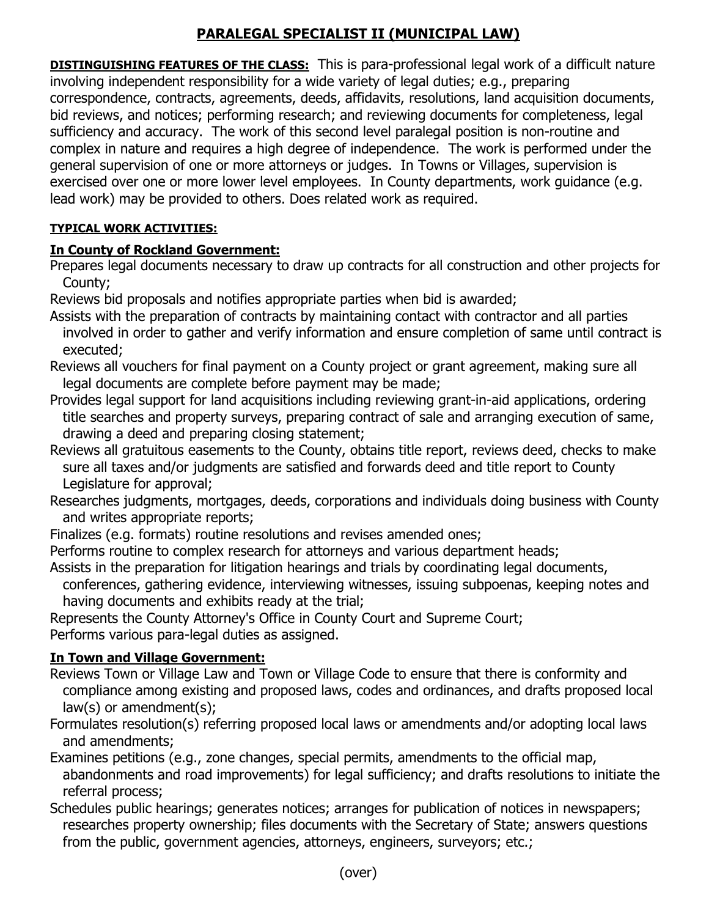# PARALEGAL SPECIALIST II (MUNICIPAL LAW)

**DISTINGUISHING FEATURES OF THE CLASS:** This is para-professional legal work of a difficult nature involving independent responsibility for a wide variety of legal duties; e.g., preparing correspondence, contracts, agreements, deeds, affidavits, resolutions, land acquisition documents, bid reviews, and notices; performing research; and reviewing documents for completeness, legal sufficiency and accuracy. The work of this second level paralegal position is non-routine and complex in nature and requires a high degree of independence. The work is performed under the general supervision of one or more attorneys or judges. In Towns or Villages, supervision is exercised over one or more lower level employees. In County departments, work guidance (e.g. lead work) may be provided to others. Does related work as required.

**TYPICAL WORK ACTIVITIES:**

**In County of Rockland Government:**

Prepares legal documents necessary to draw up contracts for all construction and other projects for County;

Reviews bid proposals and notifies appropriate parties when bid is awarded;

Assists with the preparation of contracts by maintaining contact with contractor and all parties involved in order to gather and verify information and ensure completion of same until contract is executed;

Reviews all vouchers for final payment on a County project or grant agreement, making sure all legal documents are complete before payment may be made;

Provides legal support for land acquisitions including reviewing grant-in-aid applications, ordering title searches and property surveys, preparing contract of sale and arranging execution of same, drawing a deed and preparing closing statement;

Reviews all gratuitous easements to the County, obtains title report, reviews deed, checks to make sure all taxes and/or judgments are satisfied and forwards deed and title report to County Legislature for approval;

Researches judgments, mortgages, deeds, corporations and individuals doing business with County and writes appropriate reports;

Finalizes (e.g. formats) routine resolutions and revises amended ones;

Performs routine to complex research for attorneys and various department heads;

Assists in the preparation for litigation hearings and trials by coordinating legal documents, conferences, gathering evidence, interviewing witnesses, issuing subpoenas, keeping notes and having documents and exhibits ready at the trial;

Represents the County Attorney's Office in County Court and Supreme Court;

Performs various para-legal duties as assigned.

**In Town and Village Government:**

Reviews Town or Village Law and Town or Village Code to ensure that there is conformity and compliance among existing and proposed laws, codes and ordinances, and drafts proposed local law(s) or amendment(s);

Formulates resolution(s) referring proposed local laws or amendments and/or adopting local laws and amendments;

Examines petitions (e.g., zone changes, special permits, amendments to the official map, abandonments and road improvements) for legal sufficiency; and drafts resolutions to initiate the referral process;

Schedules public hearings; generates notices; arranges for publication of notices in newspapers; researches property ownership; files documents with the Secretary of State; answers questions from the public, government agencies, attorneys, engineers, surveyors; etc.;

(over)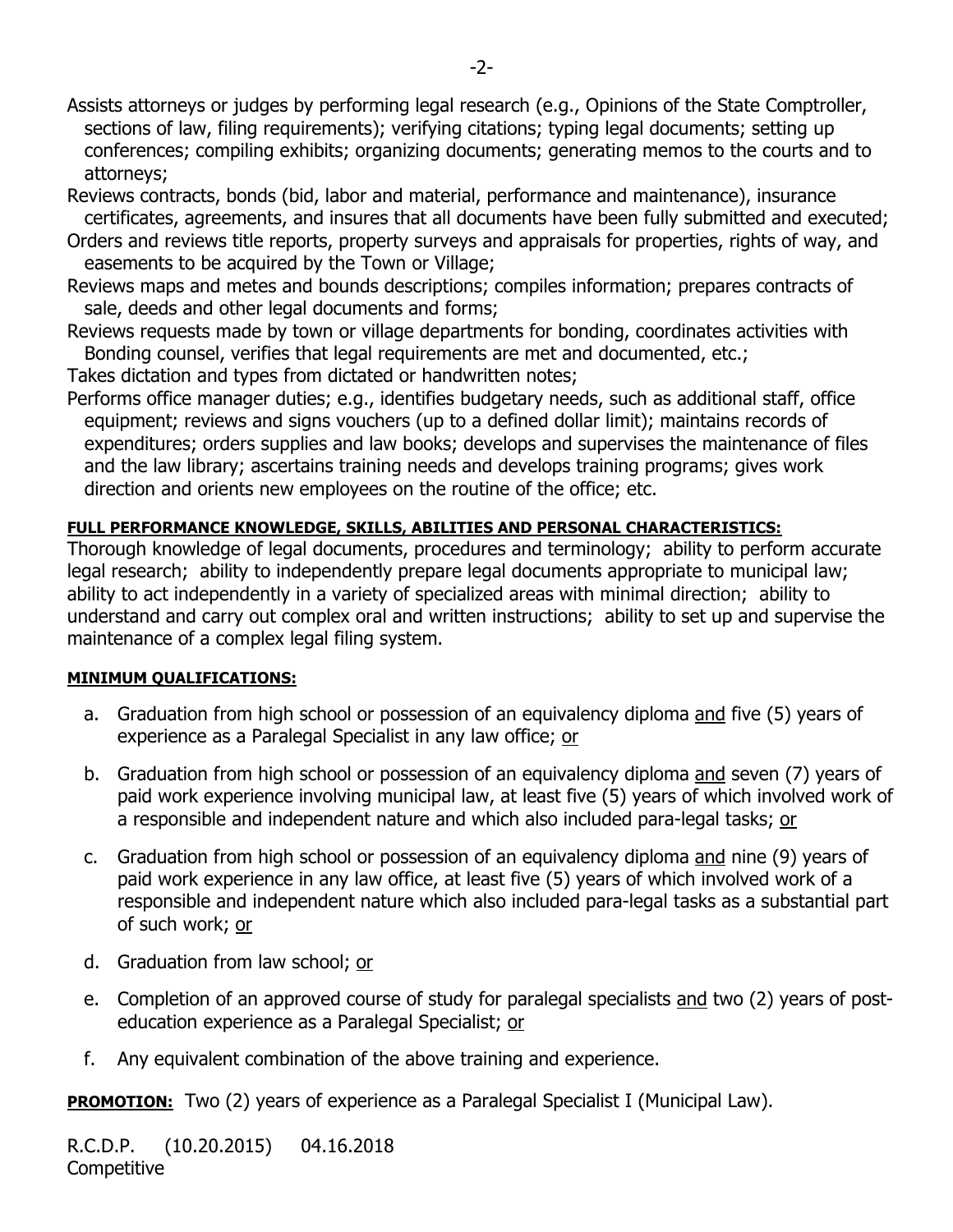Assists attorneys or judges by performing legal research (e.g., Opinions of the State Comptroller, sections of law, filing requirements); verifying citations; typing legal documents; setting up conferences; compiling exhibits; organizing documents; generating memos to the courts and to attorneys;

Reviews contracts, bonds (bid, labor and material, performance and maintenance), insurance certificates, agreements, and insures that all documents have been fully submitted and executed;

Orders and reviews title reports, property surveys and appraisals for properties, rights of way, and easements to be acquired by the Town or Village;

Reviews maps and metes and bounds descriptions; compiles information; prepares contracts of sale, deeds and other legal documents and forms;

Reviews requests made by town or village departments for bonding, coordinates activities with Bonding counsel, verifies that legal requirements are met and documented, etc.;

Takes dictation and types from dictated or handwritten notes;

Performs office manager duties; e.g., identifies budgetary needs, such as additional staff, office equipment; reviews and signs vouchers (up to a defined dollar limit); maintains records of expenditures; orders supplies and law books; develops and supervises the maintenance of files and the law library; ascertains training needs and develops training programs; gives work direction and orients new employees on the routine of the office; etc.

**FULL PERFORMANCE KNOWLEDGE, SKILLS, ABILITIES AND PERSONAL CHARACTERISTICS:**

Thorough knowledge of legal documents, procedures and terminology; ability to perform accurate legal research; ability to independently prepare legal documents appropriate to municipal law; ability to act independently in a variety of specialized areas with minimal direction; ability to understand and carry out complex oral and written instructions; ability to set up and supervise the maintenance of a complex legal filing system.

**MINIMUM QUALIFICATIONS:**

a. Graduation from high school or possession of an equivalency diploma and five (5) years of experience as a Paralegal Specialist in any law office; or

b. Graduation from high school or possession of an equivalency diploma and seven (7) years of paid work experience involving municipal law, at least five (5) years of which involved work of a responsible and independent nature and which also included para-legal tasks; or

c. Graduation from high school or possession of an equivalency diploma and nine (9) years of paid work experience in any law office, at least five (5) years of which involved work of a responsible and independent nature which also included para-legal tasks as a substantial part of such work; or

d. Graduation from law school; or

e. Completion of an approved course of study for paralegal specialists and two (2) years of post-education experience as a Paralegal Specialist; or

f. Any equivalent combination of the above training and experience.

**PROMOTION:** Two (2) years of experience as a Paralegal Specialist I (Municipal Law).

R.C.D.P. (10.20.2015) 04.16.2018
Competitive